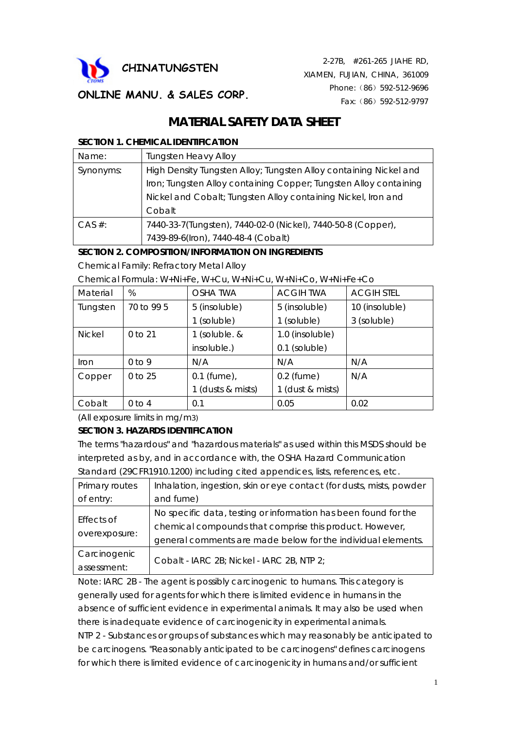**CHINATUNGSTEN**

**ONLINE MANU. & SALES CORP.**

2-27B, #261-265 JIAHE RD,
XIAMEN, FUJIAN, CHINA, 361009
Phone:（86）592-512-9696
Fax:（86）592-512-9797

# MATERIAL SAFETY DATA SHEET

### SECTION 1. CHEMICAL IDENTIFICATION

| | |
|---|---|
| Name: | Tungsten Heavy Alloy |
| Synonyms: | High Density Tungsten Alloy; Tungsten Alloy containing Nickel and Iron; Tungsten Alloy containing Copper; Tungsten Alloy containing Nickel and Cobalt; Tungsten Alloy containing Nickel, Iron and Cobalt |
| CAS #: | 7440-33-7(Tungsten), 7440-02-0 (Nickel), 7440-50-8 (Copper), 7439-89-6(Iron), 7440-48-4 (Cobalt) |

### SECTION 2. COMPOSITION/INFORMATION ON INGREDIENTS

Chemical Family: Refractory Metal Alloy

Chemical Formula: W+Ni+Fe, W+Cu, W+Ni+Cu, W+Ni+Co, W+Ni+Fe+Co

| Material | % | OSHA TWA | ACGIH TWA | ACGIH STEL |
|---|---|---|---|---|
| Tungsten | 70 to 99 5 | 5 (insoluble) 1 (soluble) | 5 (insoluble) 1 (soluble) | 10 (insoluble) 3 (soluble) |
| Nickel | 0 to 21 | 1 (soluble. & insoluble.) | 1.0 (insoluble) 0.1 (soluble) | |
| Iron | 0 to 9 | N/A | N/A | N/A |
| Copper | 0 to 25 | 0.1 (fume), 1 (dusts & mists) | 0.2 (fume) 1 (dust & mists) | N/A |
| Cobalt | 0 to 4 | 0.1 | 0.05 | 0.02 |

(All exposure limits in mg/m3)

### SECTION 3. HAZARDS IDENTIFICATION

The terms "hazardous" and "hazardous materials" as used within this MSDS should be interpreted as by, and in accordance with, the OSHA Hazard Communication Standard (29CFR1910.1200) including cited appendices, lists, references, etc.

| | |
|---|---|
| Primary routes of entry: | Inhalation, ingestion, skin or eye contact (for dusts, mists, powder and fume) |
| Effects of overexposure: | No specific data, testing or information has been found for the chemical compounds that comprise this product. However, general comments are made below for the individual elements. |
| Carcinogenic assessment: | Cobalt - IARC 2B; Nickel - IARC 2B, NTP 2; |

Note: IARC 2B - The agent is possibly carcinogenic to humans. This category is generally used for agents for which there is limited evidence in humans in the absence of sufficient evidence in experimental animals. It may also be used when there is inadequate evidence of carcinogenicity in experimental animals.

NTP 2 - Substances or groups of substances which may reasonably be anticipated to be carcinogens. "Reasonably anticipated to be carcinogens" defines carcinogens for which there is limited evidence of carcinogenicity in humans and/or sufficient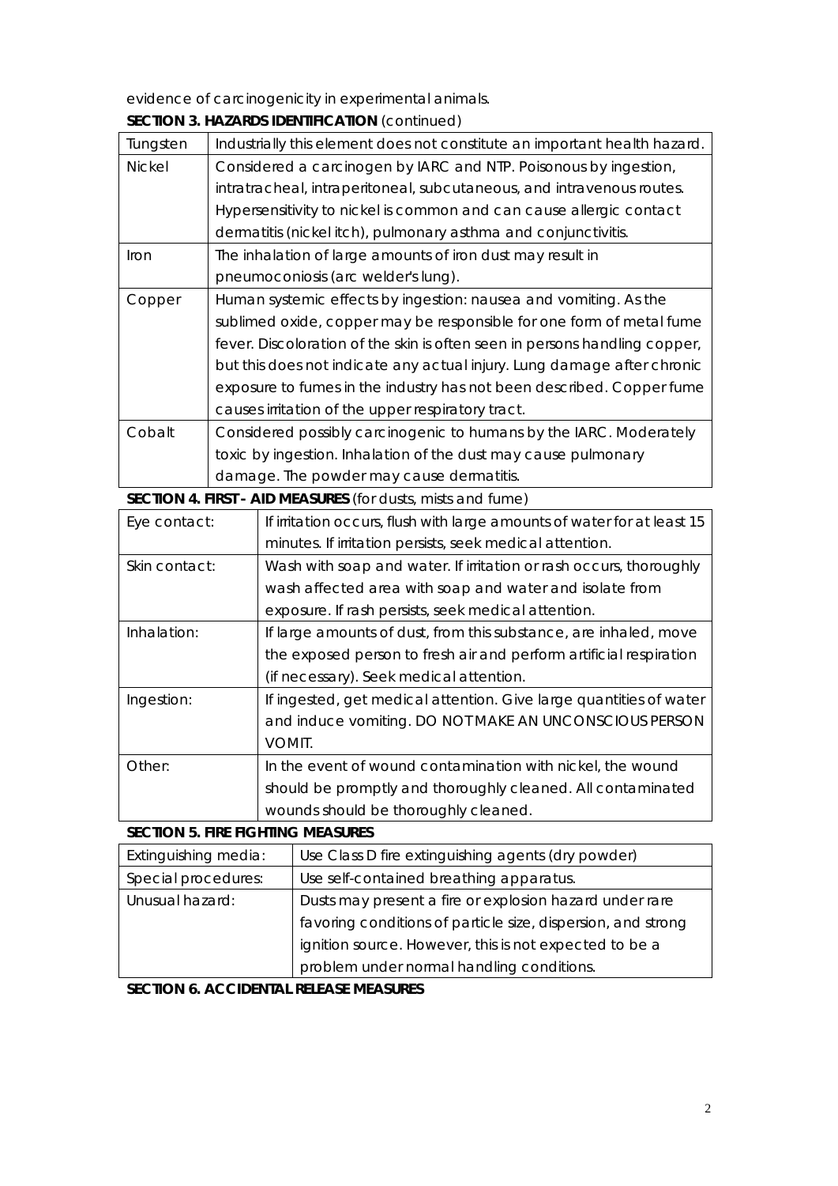evidence of carcinogenicity in experimental animals.

**SECTION 3. HAZARDS IDENTIFICATION** (continued)

| | |
|---|---|
| Tungsten | Industrially this element does not constitute an important health hazard. |
| Nickel | Considered a carcinogen by IARC and NTP. Poisonous by ingestion, intratracheal, intraperitoneal, subcutaneous, and intravenous routes. Hypersensitivity to nickel is common and can cause allergic contact dermatitis (nickel itch), pulmonary asthma and conjunctivitis. |
| Iron | The inhalation of large amounts of iron dust may result in pneumoconiosis (arc welder's lung). |
| Copper | Human systemic effects by ingestion: nausea and vomiting. As the sublimed oxide, copper may be responsible for one form of metal fume fever. Discoloration of the skin is often seen in persons handling copper, but this does not indicate any actual injury. Lung damage after chronic exposure to fumes in the industry has not been described. Copper fume causes irritation of the upper respiratory tract. |
| Cobalt | Considered possibly carcinogenic to humans by the IARC. Moderately toxic by ingestion. Inhalation of the dust may cause pulmonary damage. The powder may cause dermatitis. |

**SECTION 4. FIRST - AID MEASURES** (for dusts, mists and fume)

| | |
|---|---|
| Eye contact: | If irritation occurs, flush with large amounts of water for at least 15 minutes. If irritation persists, seek medical attention. |
| Skin contact: | Wash with soap and water. If irritation or rash occurs, thoroughly wash affected area with soap and water and isolate from exposure. If rash persists, seek medical attention. |
| Inhalation: | If large amounts of dust, from this substance, are inhaled, move the exposed person to fresh air and perform artificial respiration (if necessary). Seek medical attention. |
| Ingestion: | If ingested, get medical attention. Give large quantities of water and induce vomiting. DO NOT MAKE AN UNCONSCIOUS PERSON VOMIT. |
| Other: | In the event of wound contamination with nickel, the wound should be promptly and thoroughly cleaned. All contaminated wounds should be thoroughly cleaned. |

**SECTION 5. FIRE FIGHTING MEASURES**

| | |
|---|---|
| Extinguishing media: | Use Class D fire extinguishing agents (dry powder) |
| Special procedures: | Use self-contained breathing apparatus. |
| Unusual hazard: | Dusts may present a fire or explosion hazard under rare favoring conditions of particle size, dispersion, and strong ignition source. However, this is not expected to be a problem under normal handling conditions. |

**SECTION 6. ACCIDENTAL RELEASE MEASURES**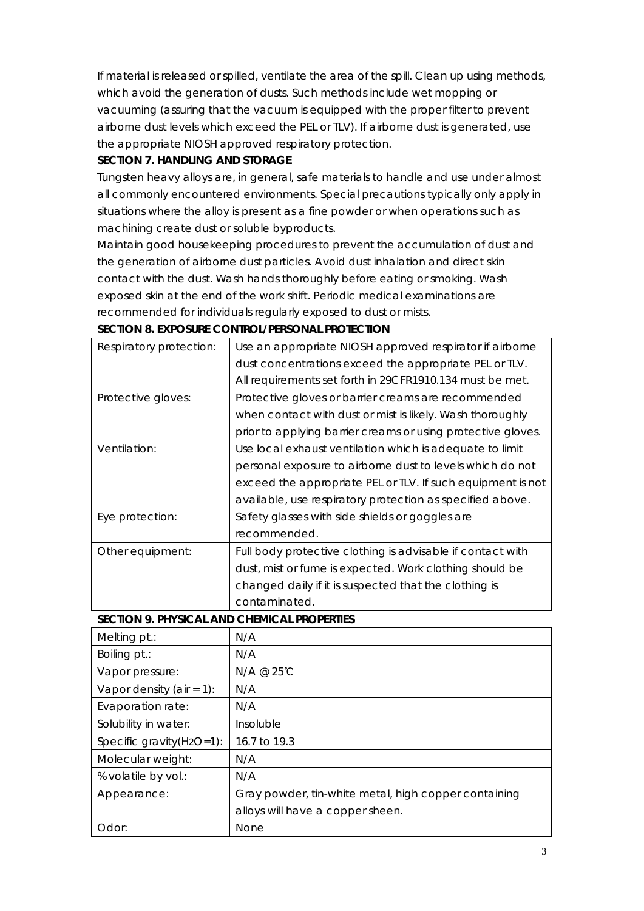If material is released or spilled, ventilate the area of the spill. Clean up using methods, which avoid the generation of dusts. Such methods include wet mopping or vacuuming (assuring that the vacuum is equipped with the proper filter to prevent airborne dust levels which exceed the PEL or TLV). If airborne dust is generated, use the appropriate NIOSH approved respiratory protection.

**SECTION 7. HANDLING AND STORAGE**

Tungsten heavy alloys are, in general, safe materials to handle and use under almost all commonly encountered environments. Special precautions typically only apply in situations where the alloy is present as a fine powder or when operations such as machining create dust or soluble byproducts.

Maintain good housekeeping procedures to prevent the accumulation of dust and the generation of airborne dust particles. Avoid dust inhalation and direct skin contact with the dust. Wash hands thoroughly before eating or smoking. Wash exposed skin at the end of the work shift. Periodic medical examinations are recommended for individuals regularly exposed to dust or mists.

**SECTION 8. EXPOSURE CONTROL/PERSONAL PROTECTION**

| | |
|---|---|
| Respiratory protection: | Use an appropriate NIOSH approved respirator if airborne dust concentrations exceed the appropriate PEL or TLV. All requirements set forth in 29CFR1910.134 must be met. |
| Protective gloves: | Protective gloves or barrier creams are recommended when contact with dust or mist is likely. Wash thoroughly prior to applying barrier creams or using protective gloves. |
| Ventilation: | Use local exhaust ventilation which is adequate to limit personal exposure to airborne dust to levels which do not exceed the appropriate PEL or TLV. If such equipment is not available, use respiratory protection as specified above. |
| Eye protection: | Safety glasses with side shields or goggles are recommended. |
| Other equipment: | Full body protective clothing is advisable if contact with dust, mist or fume is expected. Work clothing should be changed daily if it is suspected that the clothing is contaminated. |

**SECTION 9. PHYSICAL AND CHEMICAL PROPERTIES**

| | |
|---|---|
| Melting pt.: | N/A |
| Boiling pt.: | N/A |
| Vapor pressure: | N/A @ 25℃ |
| Vapor density (air = 1): | N/A |
| Evaporation rate: | N/A |
| Solubility in water: | Insoluble |
| Specific gravity($H_2O$=1): | 16.7 to 19.3 |
| Molecular weight: | N/A |
| % volatile by vol.: | N/A |
| Appearance: | Gray powder, tin-white metal, high copper containing alloys will have a copper sheen. |
| Odor: | None |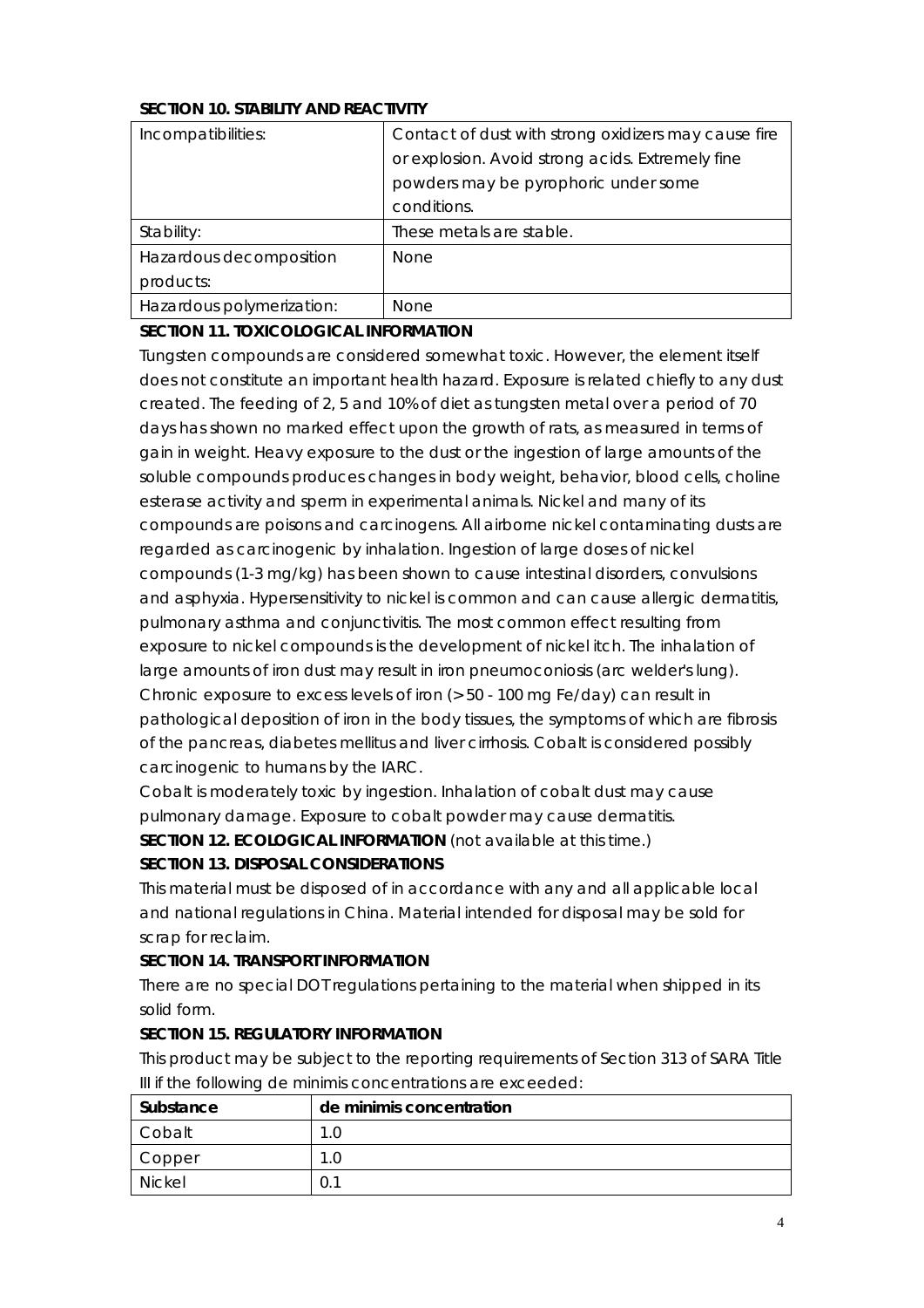**SECTION 10. STABILITY AND REACTIVITY**

| | |
|---|---|
| Incompatibilities: | Contact of dust with strong oxidizers may cause fire or explosion. Avoid strong acids. Extremely fine powders may be pyrophoric under some conditions. |
| Stability: | These metals are stable. |
| Hazardous decomposition products: | None |
| Hazardous polymerization: | None |

**SECTION 11. TOXICOLOGICAL INFORMATION**

Tungsten compounds are considered somewhat toxic. However, the element itself does not constitute an important health hazard. Exposure is related chiefly to any dust created. The feeding of 2, 5 and 10% of diet as tungsten metal over a period of 70 days has shown no marked effect upon the growth of rats, as measured in terms of gain in weight. Heavy exposure to the dust or the ingestion of large amounts of the soluble compounds produces changes in body weight, behavior, blood cells, choline esterase activity and sperm in experimental animals. Nickel and many of its compounds are poisons and carcinogens. All airborne nickel contaminating dusts are regarded as carcinogenic by inhalation. Ingestion of large doses of nickel compounds (1-3 mg/kg) has been shown to cause intestinal disorders, convulsions and asphyxia. Hypersensitivity to nickel is common and can cause allergic dermatitis, pulmonary asthma and conjunctivitis. The most common effect resulting from exposure to nickel compounds is the development of nickel itch. The inhalation of large amounts of iron dust may result in iron pneumoconiosis (arc welder's lung). Chronic exposure to excess levels of iron (> 50 - 100 mg Fe/day) can result in pathological deposition of iron in the body tissues, the symptoms of which are fibrosis of the pancreas, diabetes mellitus and liver cirrhosis. Cobalt is considered possibly carcinogenic to humans by the IARC.

Cobalt is moderately toxic by ingestion. Inhalation of cobalt dust may cause pulmonary damage. Exposure to cobalt powder may cause dermatitis.

**SECTION 12. ECOLOGICAL INFORMATION** (not available at this time.)

**SECTION 13. DISPOSAL CONSIDERATIONS**

This material must be disposed of in accordance with any and all applicable local and national regulations in China. Material intended for disposal may be sold for scrap for reclaim.

**SECTION 14. TRANSPORT INFORMATION**

There are no special DOT regulations pertaining to the material when shipped in its solid form.

**SECTION 15. REGULATORY INFORMATION**

This product may be subject to the reporting requirements of Section 313 of SARA Title III if the following de minimis concentrations are exceeded:

| Substance | de minimis concentration |
|---|---|
| Cobalt | 1.0 |
| Copper | 1.0 |
| Nickel | 0.1 |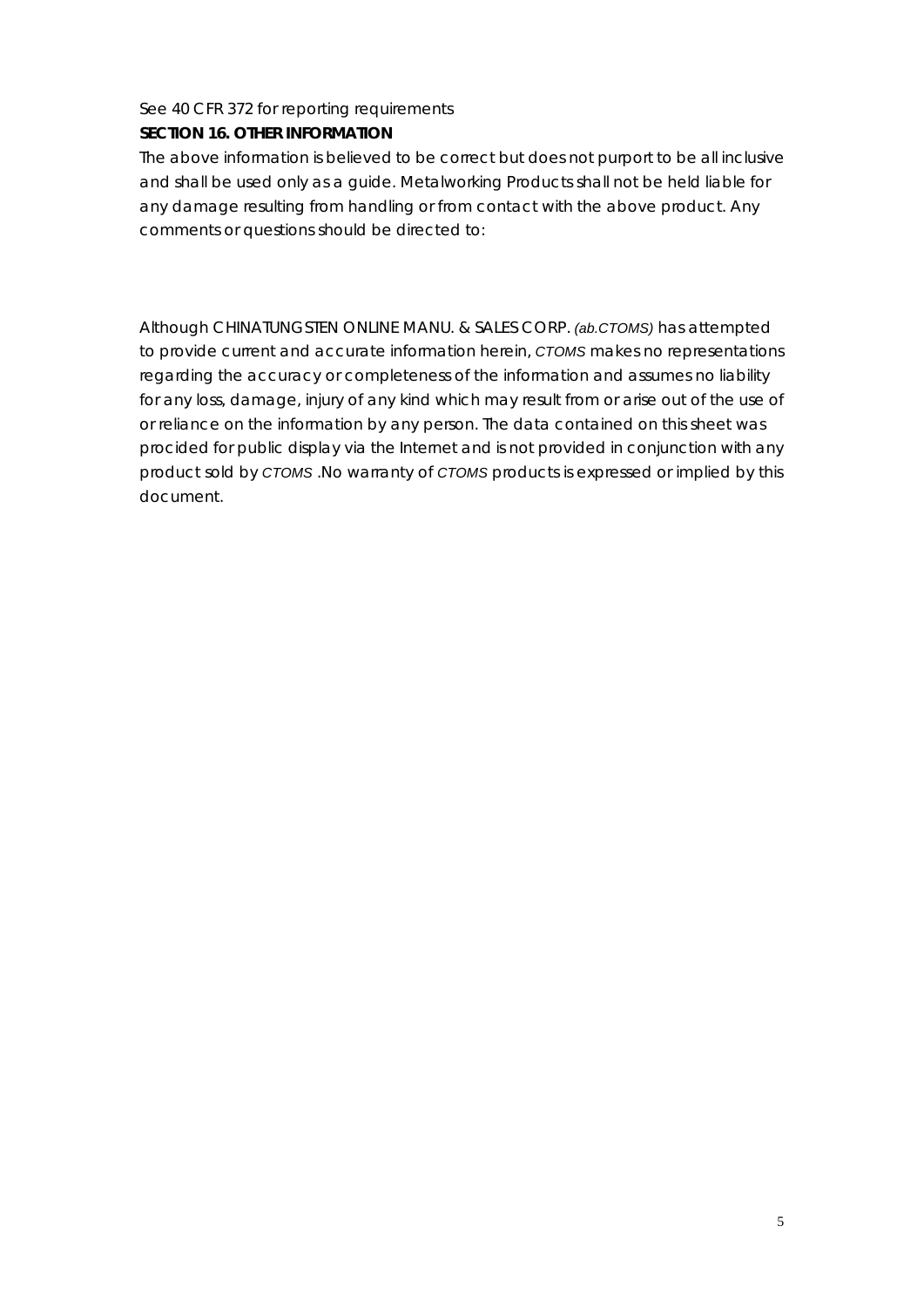See 40 CFR 372 for reporting requirements

**SECTION 16. OTHER INFORMATION**

The above information is believed to be correct but does not purport to be all inclusive and shall be used only as a guide. Metalworking Products shall not be held liable for any damage resulting from handling or from contact with the above product. Any comments or questions should be directed to:

Although CHINATUNGSTEN ONLINE MANU. & SALES CORP. *(ab.CTOMS)* has attempted to provide current and accurate information herein, *CTOMS* makes no representations regarding the accuracy or completeness of the information and assumes no liability for any loss, damage, injury of any kind which may result from or arise out of the use of or reliance on the information by any person. The data contained on this sheet was procided for public display via the Internet and is not provided in conjunction with any product sold by *CTOMS* .No warranty of *CTOMS* products is expressed or implied by this document.